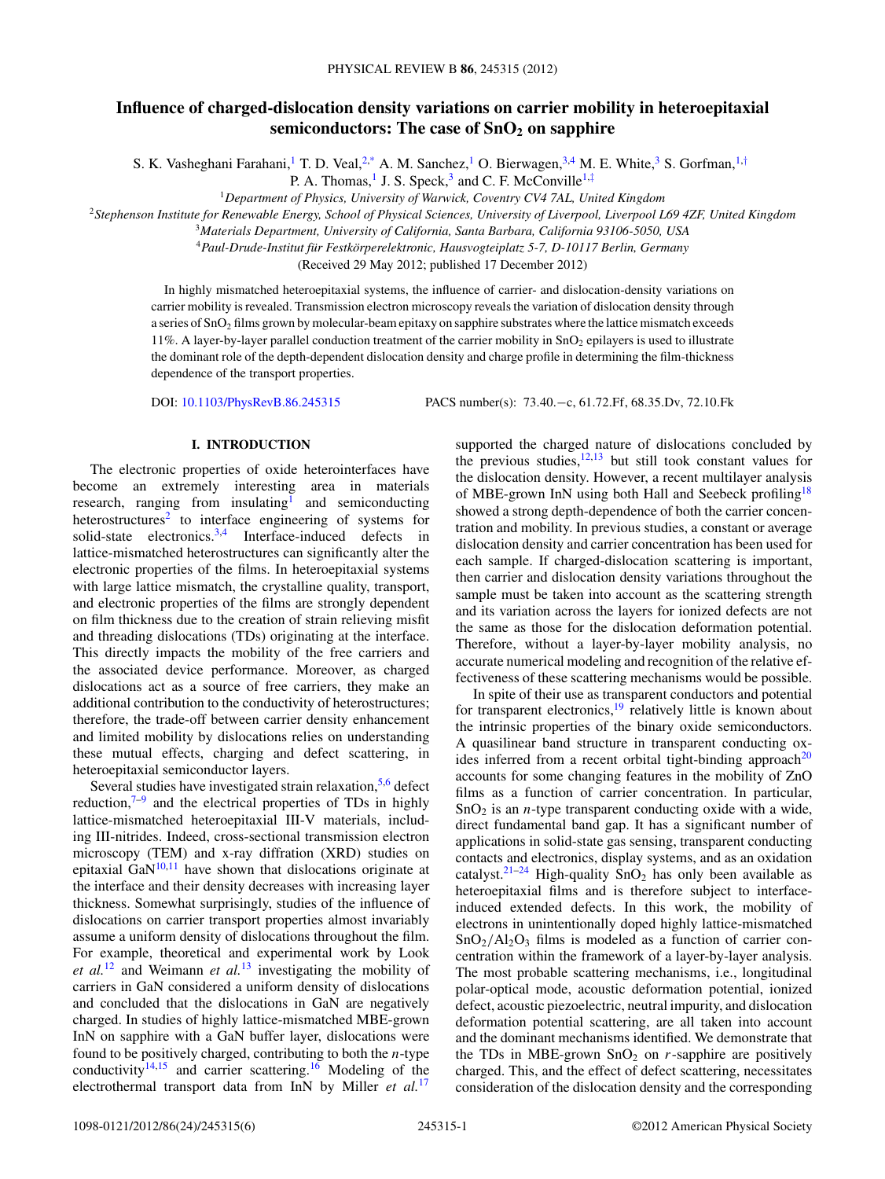# Influence of charged-dislocation density variations on carrier mobility in heteroepitaxial semiconductors: The case of $SnO_2$ on sapphire

S. K. Vasheghani Farahani,[1] T. D. Veal,[2,*] A. M. Sanchez,[1] O. Bierwagen,[3,4] M. E. White,[3] S. Gorfman,[1,†] P. A. Thomas,[1] J. S. Speck,[3] and C. F. McConville[1,‡]

[1]*Department of Physics, University of Warwick, Coventry CV4 7AL, United Kingdom*

[2]*Stephenson Institute for Renewable Energy, School of Physical Sciences, University of Liverpool, Liverpool L69 4ZF, United Kingdom*

[3]*Materials Department, University of California, Santa Barbara, California 93106-5050, USA*

[4]*Paul-Drude-Institut für Festkörperelektronik, Hausvogteiplatz 5-7, D-10117 Berlin, Germany*

(Received 29 May 2012; published 17 December 2012)

In highly mismatched heteroepitaxial systems, the influence of carrier- and dislocation-density variations on carrier mobility is revealed. Transmission electron microscopy reveals the variation of dislocation density through a series of $SnO_2$ films grown by molecular-beam epitaxy on sapphire substrates where the lattice mismatch exceeds 11%. A layer-by-layer parallel conduction treatment of the carrier mobility in $SnO_2$ epilayers is used to illustrate the dominant role of the depth-dependent dislocation density and charge profile in determining the film-thickness dependence of the transport properties.

DOI: 10.1103/PhysRevB.86.245315    PACS number(s): 73.40.−c, 61.72.Ff, 68.35.Dv, 72.10.Fk

## I. INTRODUCTION

The electronic properties of oxide heterointerfaces have become an extremely interesting area in materials research, ranging from insulating[1] and semiconducting heterostructures[2] to interface engineering of systems for solid-state electronics.[3,4] Interface-induced defects in lattice-mismatched heterostructures can significantly alter the electronic properties of the films. In heteroepitaxial systems with large lattice mismatch, the crystalline quality, transport, and electronic properties of the films are strongly dependent on film thickness due to the creation of strain relieving misfit and threading dislocations (TDs) originating at the interface. This directly impacts the mobility of the free carriers and the associated device performance. Moreover, as charged dislocations act as a source of free carriers, they make an additional contribution to the conductivity of heterostructures; therefore, the trade-off between carrier density enhancement and limited mobility by dislocations relies on understanding these mutual effects, charging and defect scattering, in heteroepitaxial semiconductor layers.

Several studies have investigated strain relaxation,[5,6] defect reduction,[7–9] and the electrical properties of TDs in highly lattice-mismatched heteroepitaxial III-V materials, including III-nitrides. Indeed, cross-sectional transmission electron microscopy (TEM) and x-ray diffraction (XRD) studies on epitaxial GaN[10,11] have shown that dislocations originate at the interface and their density decreases with increasing layer thickness. Somewhat surprisingly, studies of the influence of dislocations on carrier transport properties almost invariably assume a uniform density of dislocations throughout the film. For example, theoretical and experimental work by Look *et al.*[12] and Weimann *et al.*[13] investigating the mobility of carriers in GaN considered a uniform density of dislocations and concluded that the dislocations in GaN are negatively charged. In studies of highly lattice-mismatched MBE-grown InN on sapphire with a GaN buffer layer, dislocations were found to be positively charged, contributing to both the *n*-type conductivity[14,15] and carrier scattering.[16] Modeling of the electrothermal transport data from InN by Miller *et al.*[17] supported the charged nature of dislocations concluded by the previous studies,[12,13] but still took constant values for the dislocation density. However, a recent multilayer analysis of MBE-grown InN using both Hall and Seebeck profiling[18] showed a strong depth-dependence of both the carrier concentration and mobility. In previous studies, a constant or average dislocation density and carrier concentration has been used for each sample. If charged-dislocation scattering is important, then carrier and dislocation density variations throughout the sample must be taken into account as the scattering strength and its variation across the layers for ionized defects are not the same as those for the dislocation deformation potential. Therefore, without a layer-by-layer mobility analysis, no accurate numerical modeling and recognition of the relative effectiveness of these scattering mechanisms would be possible.

In spite of their use as transparent conductors and potential for transparent electronics,[19] relatively little is known about the intrinsic properties of the binary oxide semiconductors. A quasilinear band structure in transparent conducting oxides inferred from a recent orbital tight-binding approach[20] accounts for some changing features in the mobility of ZnO films as a function of carrier concentration. In particular, $SnO_2$ is an *n*-type transparent conducting oxide with a wide, direct fundamental band gap. It has a significant number of applications in solid-state gas sensing, transparent conducting contacts and electronics, display systems, and as an oxidation catalyst.[21–24] High-quality $SnO_2$ has only been available as heteroepitaxial films and is therefore subject to interface-induced extended defects. In this work, the mobility of electrons in unintentionally doped highly lattice-mismatched $SnO_2/Al_2O_3$ films is modeled as a function of carrier concentration within the framework of a layer-by-layer analysis. The most probable scattering mechanisms, i.e., longitudinal polar-optical mode, acoustic deformation potential, ionized defect, acoustic piezoelectric, neutral impurity, and dislocation deformation potential scattering, are all taken into account and the dominant mechanisms identified. We demonstrate that the TDs in MBE-grown $SnO_2$ on *r*-sapphire are positively charged. This, and the effect of defect scattering, necessitates consideration of the dislocation density and the corresponding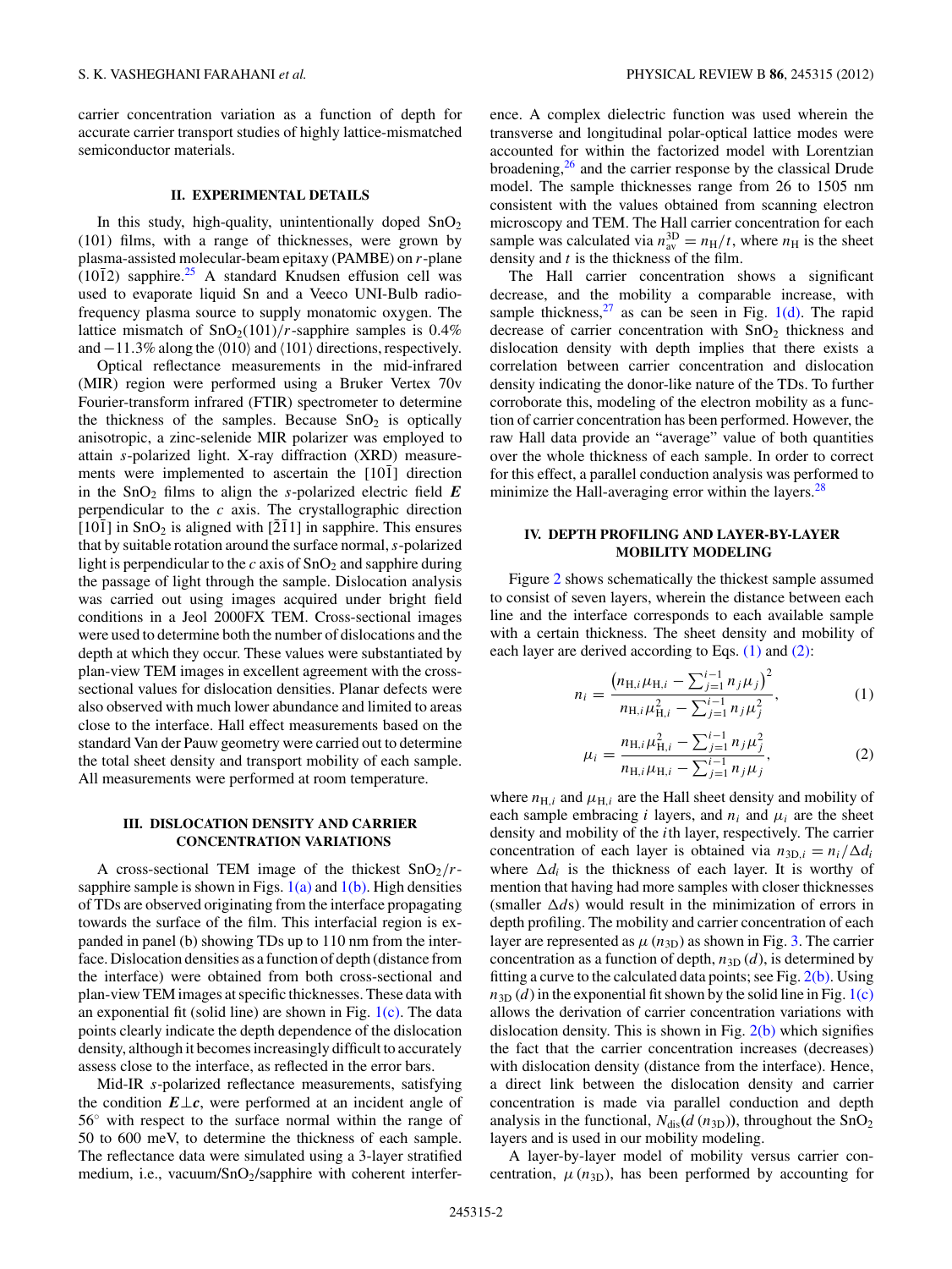carrier concentration variation as a function of depth for accurate carrier transport studies of highly lattice-mismatched semiconductor materials.

## II. EXPERIMENTAL DETAILS

In this study, high-quality, unintentionally doped $SnO_2$ (101) films, with a range of thicknesses, were grown by plasma-assisted molecular-beam epitaxy (PAMBE) on $r$-plane $(10\bar{1}2)$ sapphire.[25] A standard Knudsen effusion cell was used to evaporate liquid Sn and a Veeco UNI-Bulb radio-frequency plasma source to supply monatomic oxygen. The lattice mismatch of $SnO_2(101)/r$-sapphire samples is 0.4% and −11.3% along the ⟨010⟩ and ⟨101⟩ directions, respectively.

Optical reflectance measurements in the mid-infrared (MIR) region were performed using a Bruker Vertex 70v Fourier-transform infrared (FTIR) spectrometer to determine the thickness of the samples. Because $SnO_2$ is optically anisotropic, a zinc-selenide MIR polarizer was employed to attain $s$-polarized light. X-ray diffraction (XRD) measurements were implemented to ascertain the $[10\bar{1}]$ direction in the $SnO_2$ films to align the $s$-polarized electric field $\boldsymbol{E}$ perpendicular to the $c$ axis. The crystallographic direction $[10\bar{1}]$ in $SnO_2$ is aligned with $[\bar{2}\bar{1}1]$ in sapphire. This ensures that by suitable rotation around the surface normal, $s$-polarized light is perpendicular to the $c$ axis of $SnO_2$ and sapphire during the passage of light through the sample. Dislocation analysis was carried out using images acquired under bright field conditions in a Jeol 2000FX TEM. Cross-sectional images were used to determine both the number of dislocations and the depth at which they occur. These values were substantiated by plan-view TEM images in excellent agreement with the cross-sectional values for dislocation densities. Planar defects were also observed with much lower abundance and limited to areas close to the interface. Hall effect measurements based on the standard Van der Pauw geometry were carried out to determine the total sheet density and transport mobility of each sample. All measurements were performed at room temperature.

## III. DISLOCATION DENSITY AND CARRIER CONCENTRATION VARIATIONS

A cross-sectional TEM image of the thickest $SnO_2/r$-sapphire sample is shown in Figs. 1(a) and 1(b). High densities of TDs are observed originating from the interface propagating towards the surface of the film. This interfacial region is expanded in panel (b) showing TDs up to 110 nm from the interface. Dislocation densities as a function of depth (distance from the interface) were obtained from both cross-sectional and plan-view TEM images at specific thicknesses. These data with an exponential fit (solid line) are shown in Fig. 1(c). The data points clearly indicate the depth dependence of the dislocation density, although it becomes increasingly difficult to accurately assess close to the interface, as reflected in the error bars.

Mid-IR $s$-polarized reflectance measurements, satisfying the condition $\boldsymbol{E}\perp\boldsymbol{c}$, were performed at an incident angle of 56° with respect to the surface normal within the range of 50 to 600 meV, to determine the thickness of each sample. The reflectance data were simulated using a 3-layer stratified medium, i.e., vacuum/$SnO_2$/sapphire with coherent interference. A complex dielectric function was used wherein the transverse and longitudinal polar-optical lattice modes were accounted for within the factorized model with Lorentzian broadening,[26] and the carrier response by the classical Drude model. The sample thicknesses range from 26 to 1505 nm consistent with the values obtained from scanning electron microscopy and TEM. The Hall carrier concentration for each sample was calculated via $n_{\rm av}^{\rm 3D} = n_{\rm H}/t$, where $n_{\rm H}$ is the sheet density and $t$ is the thickness of the film.

The Hall carrier concentration shows a significant decrease, and the mobility a comparable increase, with sample thickness,[27] as can be seen in Fig. 1(d). The rapid decrease of carrier concentration with $SnO_2$ thickness and dislocation density with depth implies that there exists a correlation between carrier concentration and dislocation density indicating the donor-like nature of the TDs. To further corroborate this, modeling of the electron mobility as a function of carrier concentration has been performed. However, the raw Hall data provide an "average" value of both quantities over the whole thickness of each sample. In order to correct for this effect, a parallel conduction analysis was performed to minimize the Hall-averaging error within the layers.[28]

## IV. DEPTH PROFILING AND LAYER-BY-LAYER MOBILITY MODELING

Figure 2 shows schematically the thickest sample assumed to consist of seven layers, wherein the distance between each line and the interface corresponds to each available sample with a certain thickness. The sheet density and mobility of each layer are derived according to Eqs. (1) and (2):

$$n_i = \frac{\left(n_{{\rm H},i}\mu_{{\rm H},i} - \sum_{j=1}^{i-1} n_j\mu_j\right)^2}{n_{{\rm H},i}\mu_{{\rm H},i}^2 - \sum_{j=1}^{i-1} n_j\mu_j^2}, \tag{1}$$

$$\mu_i = \frac{n_{{\rm H},i}\mu_{{\rm H},i}^2 - \sum_{j=1}^{i-1} n_j\mu_j^2}{n_{{\rm H},i}\mu_{{\rm H},i} - \sum_{j=1}^{i-1} n_j\mu_j}, \tag{2}$$

where $n_{{\rm H},i}$ and $\mu_{{\rm H},i}$ are the Hall sheet density and mobility of each sample embracing $i$ layers, and $n_i$ and $\mu_i$ are the sheet density and mobility of the $i$th layer, respectively. The carrier concentration of each layer is obtained via $n_{{\rm 3D},i} = n_i/\Delta d_i$ where $\Delta d_i$ is the thickness of each layer. It is worthy of mention that having had more samples with closer thicknesses (smaller $\Delta d$s) would result in the minimization of errors in depth profiling. The mobility and carrier concentration of each layer are represented as $\mu\,(n_{\rm 3D})$ as shown in Fig. 3. The carrier concentration as a function of depth, $n_{\rm 3D}\,(d)$, is determined by fitting a curve to the calculated data points; see Fig. 2(b). Using $n_{\rm 3D}\,(d)$ in the exponential fit shown by the solid line in Fig. 1(c) allows the derivation of carrier concentration variations with dislocation density. This is shown in Fig. 2(b) which signifies the fact that the carrier concentration increases (decreases) with dislocation density. Hence, a direct link between the dislocation density and carrier concentration is made via parallel conduction and depth analysis in the functional, $N_{\rm dis}(d\,(n_{\rm 3D}))$, throughout the $SnO_2$ layers and is used in our mobility modeling.

A layer-by-layer model of mobility versus carrier concentration, $\mu\,(n_{\rm 3D})$, has been performed by accounting for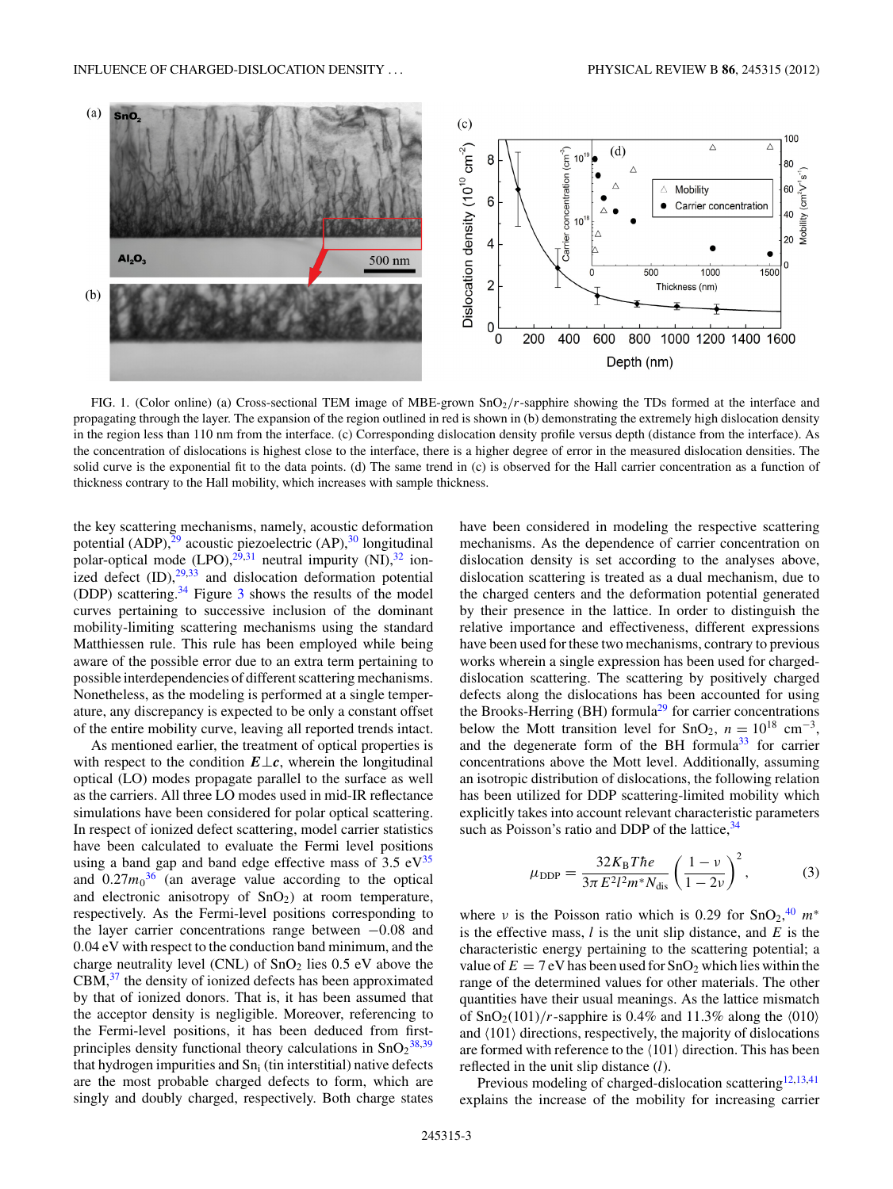FIG. 1. (Color online) (a) Cross-sectional TEM image of MBE-grown $SnO_2$/$r$-sapphire showing the TDs formed at the interface and propagating through the layer. The expansion of the region outlined in red is shown in (b) demonstrating the extremely high dislocation density in the region less than 110 nm from the interface. (c) Corresponding dislocation density profile versus depth (distance from the interface). As the concentration of dislocations is highest close to the interface, there is a higher degree of error in the measured dislocation densities. The solid curve is the exponential fit to the data points. (d) The same trend in (c) is observed for the Hall carrier concentration as a function of thickness contrary to the Hall mobility, which increases with sample thickness.

the key scattering mechanisms, namely, acoustic deformation potential (ADP),[29] acoustic piezoelectric (AP),[30] longitudinal polar-optical mode (LPO),[29,31] neutral impurity (NI),[32] ionized defect (ID),[29,33] and dislocation deformation potential (DDP) scattering.[34] Figure 3 shows the results of the model curves pertaining to successive inclusion of the dominant mobility-limiting scattering mechanisms using the standard Matthiessen rule. This rule has been employed while being aware of the possible error due to an extra term pertaining to possible interdependencies of different scattering mechanisms. Nonetheless, as the modeling is performed at a single temperature, any discrepancy is expected to be only a constant offset of the entire mobility curve, leaving all reported trends intact.

As mentioned earlier, the treatment of optical properties is with respect to the condition $\boldsymbol{E} \perp \boldsymbol{c}$, wherein the longitudinal optical (LO) modes propagate parallel to the surface as well as the carriers. All three LO modes used in mid-IR reflectance simulations have been considered for polar optical scattering. In respect of ionized defect scattering, model carrier statistics have been calculated to evaluate the Fermi level positions using a band gap and band edge effective mass of 3.5 eV[35] and $0.27m_0$[36] (an average value according to the optical and electronic anisotropy of $SnO_2$) at room temperature, respectively. As the Fermi-level positions corresponding to the layer carrier concentrations range between $-0.08$ and 0.04 eV with respect to the conduction band minimum, and the charge neutrality level (CNL) of $SnO_2$ lies 0.5 eV above the CBM,[37] the density of ionized defects has been approximated by that of ionized donors. That is, it has been assumed that the acceptor density is negligible. Moreover, referencing to the Fermi-level positions, it has been deduced from first-principles density functional theory calculations in $SnO_2$[38,39] that hydrogen impurities and $Sn_i$ (tin interstitial) native defects are the most probable charged defects to form, which are singly and doubly charged, respectively. Both charge states have been considered in modeling the respective scattering mechanisms. As the dependence of carrier concentration on dislocation density is set according to the analyses above, dislocation scattering is treated as a dual mechanism, due to the charged centers and the deformation potential generated by their presence in the lattice. In order to distinguish the relative importance and effectiveness, different expressions have been used for these two mechanisms, contrary to previous works wherein a single expression has been used for charged-dislocation scattering. The scattering by positively charged defects along the dislocations has been accounted for using the Brooks-Herring (BH) formula[29] for carrier concentrations below the Mott transition level for $SnO_2$, $n = 10^{18}$ cm$^{-3}$, and the degenerate form of the BH formula[33] for carrier concentrations above the Mott level. Additionally, assuming an isotropic distribution of dislocations, the following relation has been utilized for DDP scattering-limited mobility which explicitly takes into account relevant characteristic parameters such as Poisson's ratio and DDP of the lattice,[34]

$$\mu_{\mathrm{DDP}} = \frac{32 K_{\mathrm{B}} T \hbar e}{3\pi E^2 l^2 m^* N_{\mathrm{dis}}} \left( \frac{1-\nu}{1-2\nu} \right)^2, \tag{3}$$

where $\nu$ is the Poisson ratio which is 0.29 for $SnO_2$,[40] $m^*$ is the effective mass, $l$ is the unit slip distance, and $E$ is the characteristic energy pertaining to the scattering potential; a value of $E = 7$ eV has been used for $SnO_2$ which lies within the range of the determined values for other materials. The other quantities have their usual meanings. As the lattice mismatch of $SnO_2(101)$/$r$-sapphire is 0.4% and 11.3% along the $\langle 010 \rangle$ and $\langle 101 \rangle$ directions, respectively, the majority of dislocations are formed with reference to the $\langle 101 \rangle$ direction. This has been reflected in the unit slip distance ($l$).

Previous modeling of charged-dislocation scattering[12,13,41] explains the increase of the mobility for increasing carrier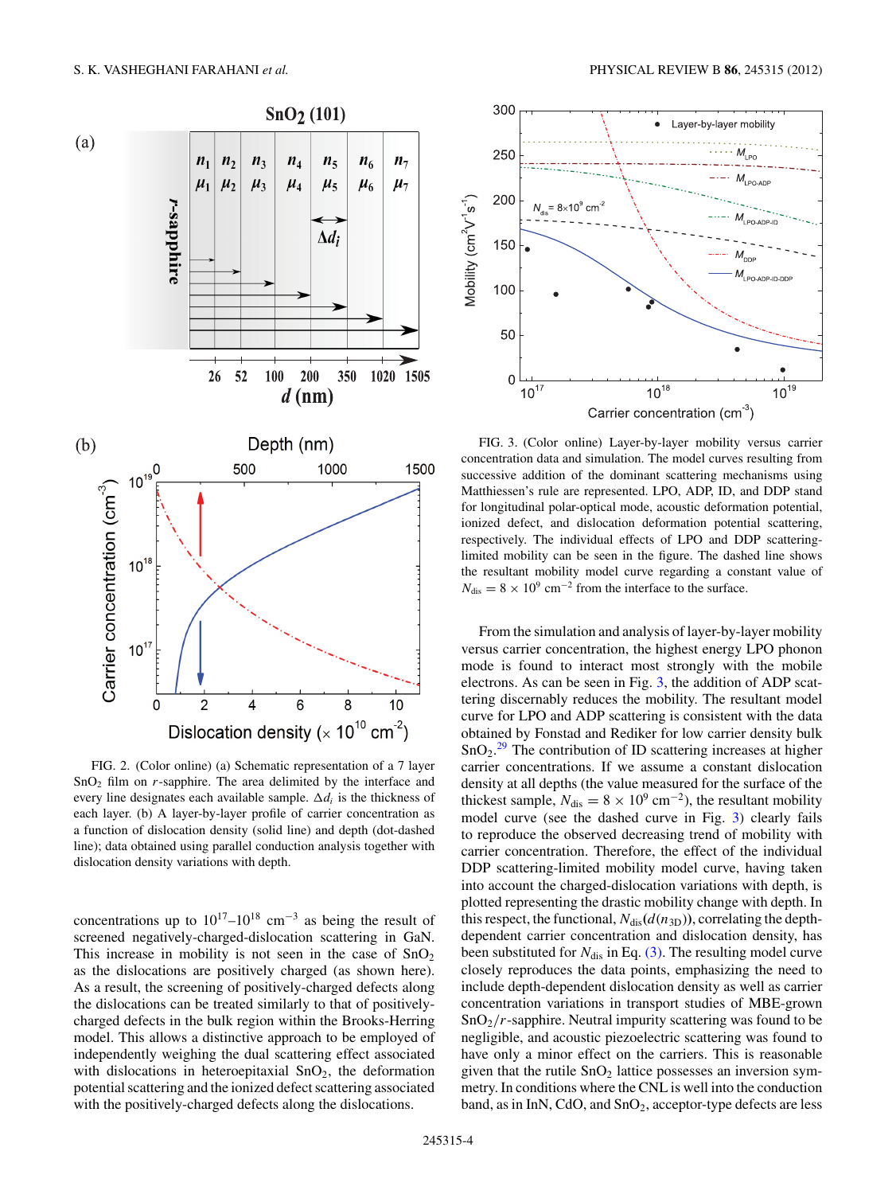FIG. 2. (Color online) (a) Schematic representation of a 7 layer $SnO_2$ film on $r$-sapphire. The area delimited by the interface and every line designates each available sample. $\Delta d_i$ is the thickness of each layer. (b) A layer-by-layer profile of carrier concentration as a function of dislocation density (solid line) and depth (dot-dashed line); data obtained using parallel conduction analysis together with dislocation density variations with depth.

FIG. 3. (Color online) Layer-by-layer mobility versus carrier concentration data and simulation. The model curves resulting from successive addition of the dominant scattering mechanisms using Matthiessen's rule are represented. LPO, ADP, ID, and DDP stand for longitudinal polar-optical mode, acoustic deformation potential, ionized defect, and dislocation deformation potential scattering, respectively. The individual effects of LPO and DDP scattering-limited mobility can be seen in the figure. The dashed line shows the resultant mobility model curve regarding a constant value of $N_{\rm dis} = 8 \times 10^9$ cm$^{-2}$ from the interface to the surface.

concentrations up to $10^{17}$–$10^{18}$ cm$^{-3}$ as being the result of screened negatively-charged-dislocation scattering in GaN. This increase in mobility is not seen in the case of $SnO_2$ as the dislocations are positively charged (as shown here). As a result, the screening of positively-charged defects along the dislocations can be treated similarly to that of positively-charged defects in the bulk region within the Brooks-Herring model. This allows a distinctive approach to be employed of independently weighing the dual scattering effect associated with dislocations in heteroepitaxial $SnO_2$, the deformation potential scattering and the ionized defect scattering associated with the positively-charged defects along the dislocations.

From the simulation and analysis of layer-by-layer mobility versus carrier concentration, the highest energy LPO phonon mode is found to interact most strongly with the mobile electrons. As can be seen in Fig. 3, the addition of ADP scattering discernably reduces the mobility. The resultant model curve for LPO and ADP scattering is consistent with the data obtained by Fonstad and Rediker for low carrier density bulk $SnO_2$.[29] The contribution of ID scattering increases at higher carrier concentrations. If we assume a constant dislocation density at all depths (the value measured for the surface of the thickest sample, $N_{\rm dis} = 8 \times 10^9$ cm$^{-2}$), the resultant mobility model curve (see the dashed curve in Fig. 3) clearly fails to reproduce the observed decreasing trend of mobility with carrier concentration. Therefore, the effect of the individual DDP scattering-limited mobility model curve, having taken into account the charged-dislocation variations with depth, is plotted representing the drastic mobility change with depth. In this respect, the functional, $N_{\rm dis}(d(n_{\rm 3D}))$, correlating the depth-dependent carrier concentration and dislocation density, has been substituted for $N_{\rm dis}$ in Eq. (3). The resulting model curve closely reproduces the data points, emphasizing the need to include depth-dependent dislocation density as well as carrier concentration variations in transport studies of MBE-grown $SnO_2$/$r$-sapphire. Neutral impurity scattering was found to be negligible, and acoustic piezoelectric scattering was found to have only a minor effect on the carriers. This is reasonable given that the rutile $SnO_2$ lattice possesses an inversion symmetry. In conditions where the CNL is well into the conduction band, as in InN, CdO, and $SnO_2$, acceptor-type defects are less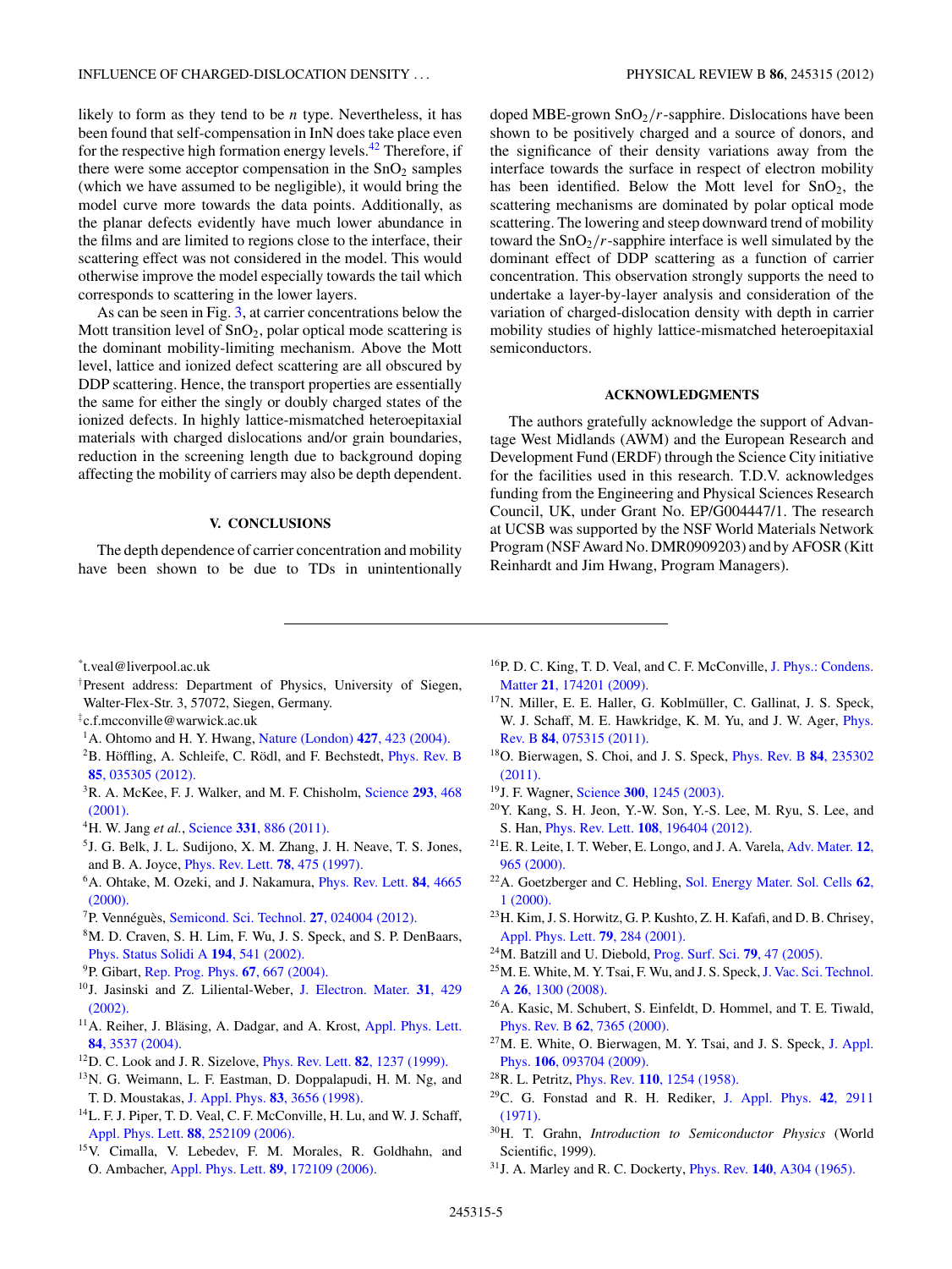likely to form as they tend to be $n$ type. Nevertheless, it has been found that self-compensation in InN does take place even for the respective high formation energy levels.[42] Therefore, if there were some acceptor compensation in the $SnO_2$ samples (which we have assumed to be negligible), it would bring the model curve more towards the data points. Additionally, as the planar defects evidently have much lower abundance in the films and are limited to regions close to the interface, their scattering effect was not considered in the model. This would otherwise improve the model especially towards the tail which corresponds to scattering in the lower layers.

As can be seen in Fig. 3, at carrier concentrations below the Mott transition level of $SnO_2$, polar optical mode scattering is the dominant mobility-limiting mechanism. Above the Mott level, lattice and ionized defect scattering are all obscured by DDP scattering. Hence, the transport properties are essentially the same for either the singly or doubly charged states of the ionized defects. In highly lattice-mismatched heteroepitaxial materials with charged dislocations and/or grain boundaries, reduction in the screening length due to background doping affecting the mobility of carriers may also be depth dependent.

## V. CONCLUSIONS

The depth dependence of carrier concentration and mobility have been shown to be due to TDs in unintentionally doped MBE-grown $SnO_2/r$-sapphire. Dislocations have been shown to be positively charged and a source of donors, and the significance of their density variations away from the interface towards the surface in respect of electron mobility has been identified. Below the Mott level for $SnO_2$, the scattering mechanisms are dominated by polar optical mode scattering. The lowering and steep downward trend of mobility toward the $SnO_2/r$-sapphire interface is well simulated by the dominant effect of DDP scattering as a function of carrier concentration. This observation strongly supports the need to undertake a layer-by-layer analysis and consideration of the variation of charged-dislocation density with depth in carrier mobility studies of highly lattice-mismatched heteroepitaxial semiconductors.

## ACKNOWLEDGMENTS

The authors gratefully acknowledge the support of Advantage West Midlands (AWM) and the European Research and Development Fund (ERDF) through the Science City initiative for the facilities used in this research. T.D.V. acknowledges funding from the Engineering and Physical Sciences Research Council, UK, under Grant No. EP/G004447/1. The research at UCSB was supported by the NSF World Materials Network Program (NSF Award No. DMR0909203) and by AFOSR (Kitt Reinhardt and Jim Hwang, Program Managers).

---

*t.veal@liverpool.ac.uk

†Present address: Department of Physics, University of Siegen, Walter-Flex-Str. 3, 57072, Siegen, Germany.

‡c.f.mcconville@warwick.ac.uk

[1] A. Ohtomo and H. Y. Hwang, Nature (London) **427**, 423 (2004).

[2] B. Höffling, A. Schleife, C. Rödl, and F. Bechstedt, Phys. Rev. B **85**, 035305 (2012).

[3] R. A. McKee, F. J. Walker, and M. F. Chisholm, Science **293**, 468 (2001).

[4] H. W. Jang *et al.*, Science **331**, 886 (2011).

[5] J. G. Belk, J. L. Sudijono, X. M. Zhang, J. H. Neave, T. S. Jones, and B. A. Joyce, Phys. Rev. Lett. **78**, 475 (1997).

[6] A. Ohtake, M. Ozeki, and J. Nakamura, Phys. Rev. Lett. **84**, 4665 (2000).

[7] P. Vennéguès, Semicond. Sci. Technol. **27**, 024004 (2012).

[8] M. D. Craven, S. H. Lim, F. Wu, J. S. Speck, and S. P. DenBaars, Phys. Status Solidi A **194**, 541 (2002).

[9] P. Gibart, Rep. Prog. Phys. **67**, 667 (2004).

[10] J. Jasinski and Z. Liliental-Weber, J. Electron. Mater. **31**, 429 (2002).

[11] A. Reiher, J. Bläsing, A. Dadgar, and A. Krost, Appl. Phys. Lett. **84**, 3537 (2004).

[12] D. C. Look and J. R. Sizelove, Phys. Rev. Lett. **82**, 1237 (1999).

[13] N. G. Weimann, L. F. Eastman, D. Doppalapudi, H. M. Ng, and T. D. Moustakas, J. Appl. Phys. **83**, 3656 (1998).

[14] L. F. J. Piper, T. D. Veal, C. F. McConville, H. Lu, and W. J. Schaff, Appl. Phys. Lett. **88**, 252109 (2006).

[15] V. Cimalla, V. Lebedev, F. M. Morales, R. Goldhahn, and O. Ambacher, Appl. Phys. Lett. **89**, 172109 (2006).

[16] P. D. C. King, T. D. Veal, and C. F. McConville, J. Phys.: Condens. Matter **21**, 174201 (2009).

[17] N. Miller, E. E. Haller, G. Koblmüller, C. Gallinat, J. S. Speck, W. J. Schaff, M. E. Hawkridge, K. M. Yu, and J. W. Ager, Phys. Rev. B **84**, 075315 (2011).

[18] O. Bierwagen, S. Choi, and J. S. Speck, Phys. Rev. B **84**, 235302 (2011).

[19] J. F. Wagner, Science **300**, 1245 (2003).

[20] Y. Kang, S. H. Jeon, Y.-W. Son, Y.-S. Lee, M. Ryu, S. Lee, and S. Han, Phys. Rev. Lett. **108**, 196404 (2012).

[21] E. R. Leite, I. T. Weber, E. Longo, and J. A. Varela, Adv. Mater. **12**, 965 (2000).

[22] A. Goetzberger and C. Hebling, Sol. Energy Mater. Sol. Cells **62**, 1 (2000).

[23] H. Kim, J. S. Horwitz, G. P. Kushto, Z. H. Kafafi, and D. B. Chrisey, Appl. Phys. Lett. **79**, 284 (2001).

[24] M. Batzill and U. Diebold, Prog. Surf. Sci. **79**, 47 (2005).

[25] M. E. White, M. Y. Tsai, F. Wu, and J. S. Speck, J. Vac. Sci. Technol. A **26**, 1300 (2008).

[26] A. Kasic, M. Schubert, S. Einfeldt, D. Hommel, and T. E. Tiwald, Phys. Rev. B **62**, 7365 (2000).

[27] M. E. White, O. Bierwagen, M. Y. Tsai, and J. S. Speck, J. Appl. Phys. **106**, 093704 (2009).

[28] R. L. Petritz, Phys. Rev. **110**, 1254 (1958).

[29] C. G. Fonstad and R. H. Rediker, J. Appl. Phys. **42**, 2911 (1971).

[30] H. T. Grahn, *Introduction to Semiconductor Physics* (World Scientific, 1999).

[31] J. A. Marley and R. C. Dockerty, Phys. Rev. **140**, A304 (1965).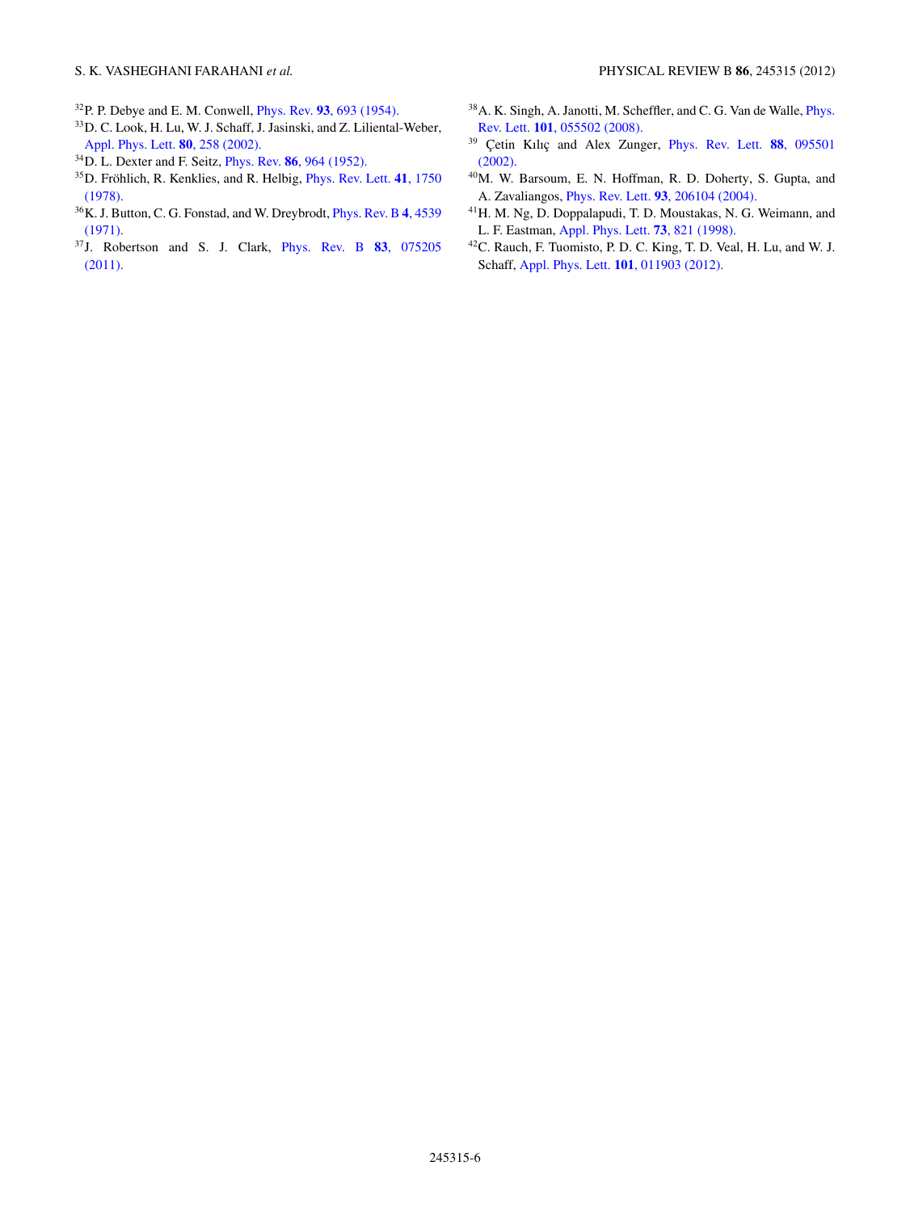[32] P. P. Debye and E. M. Conwell, Phys. Rev. **93**, 693 (1954).

[33] D. C. Look, H. Lu, W. J. Schaff, J. Jasinski, and Z. Liliental-Weber, Appl. Phys. Lett. **80**, 258 (2002).

[34] D. L. Dexter and F. Seitz, Phys. Rev. **86**, 964 (1952).

[35] D. Fröhlich, R. Kenklies, and R. Helbig, Phys. Rev. Lett. **41**, 1750 (1978).

[36] K. J. Button, C. G. Fonstad, and W. Dreybrodt, Phys. Rev. B **4**, 4539 (1971).

[37] J. Robertson and S. J. Clark, Phys. Rev. B **83**, 075205 (2011).

[38] A. K. Singh, A. Janotti, M. Scheffler, and C. G. Van de Walle, Phys. Rev. Lett. **101**, 055502 (2008).

[39] Çetin Kılıç and Alex Zunger, Phys. Rev. Lett. **88**, 095501 (2002).

[40] M. W. Barsoum, E. N. Hoffman, R. D. Doherty, S. Gupta, and A. Zavaliangos, Phys. Rev. Lett. **93**, 206104 (2004).

[41] H. M. Ng, D. Doppalapudi, T. D. Moustakas, N. G. Weimann, and L. F. Eastman, Appl. Phys. Lett. **73**, 821 (1998).

[42] C. Rauch, F. Tuomisto, P. D. C. King, T. D. Veal, H. Lu, and W. J. Schaff, Appl. Phys. Lett. **101**, 011903 (2012).